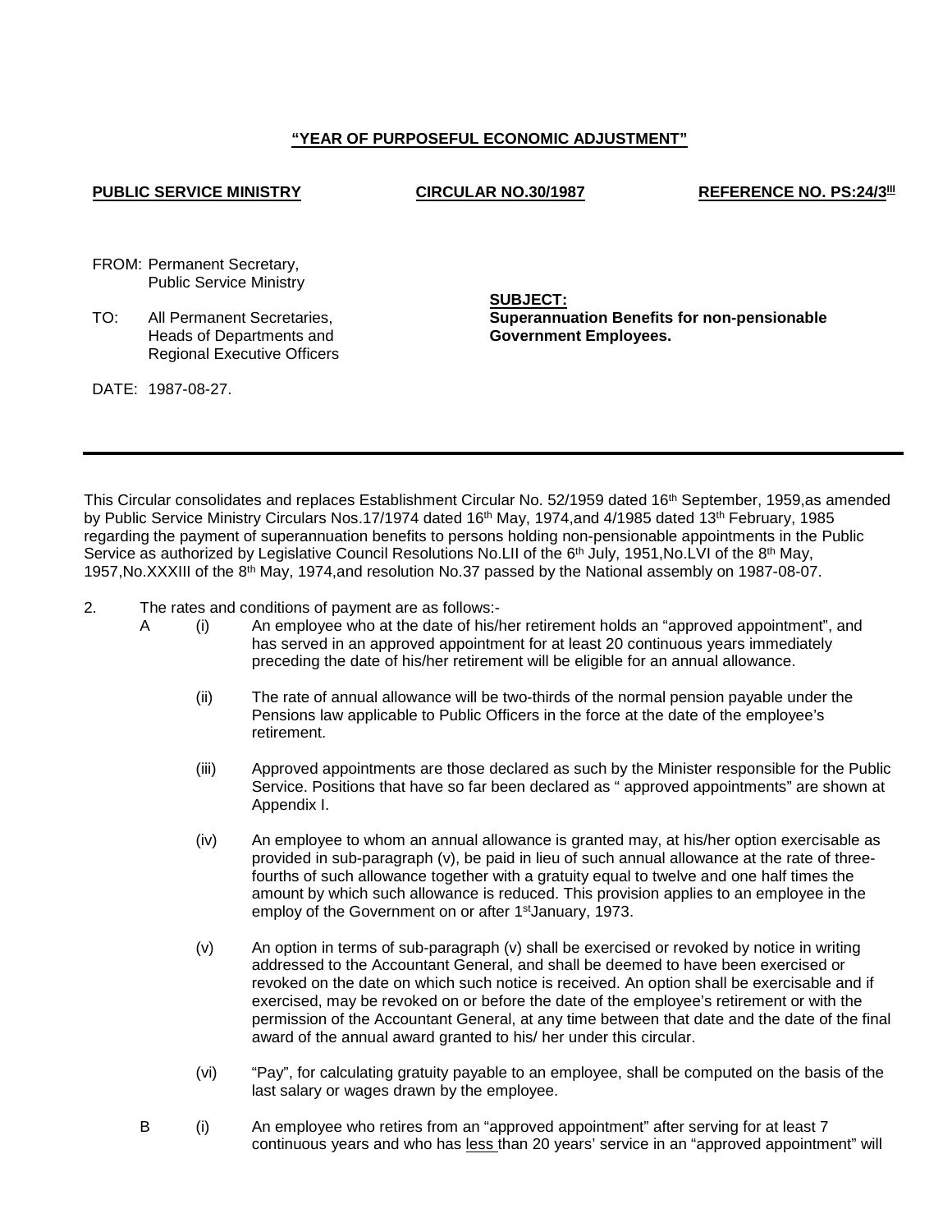**“YEAR OF PURPOSEFUL ECONOMIC ADJUSTMENT”**

**PUBLIC SERVICE MINISTRY** **CIRCULAR NO.30/1987** **REFERENCE NO. PS:24/3III**

FROM: Permanent Secretary,
Public Service Ministry

TO: All Permanent Secretaries,
Heads of Departments and
Regional Executive Officers

**SUBJECT:**
**Superannuation Benefits for non-pensionable Government Employees.**

DATE: 1987-08-27.

---

This Circular consolidates and replaces Establishment Circular No. 52/1959 dated 16th September, 1959,as amended by Public Service Ministry Circulars Nos.17/1974 dated 16th May, 1974,and 4/1985 dated 13th February, 1985 regarding the payment of superannuation benefits to persons holding non-pensionable appointments in the Public Service as authorized by Legislative Council Resolutions No.LII of the 6th July, 1951,No.LVI of the 8th May, 1957,No.XXXIII of the 8th May, 1974,and resolution No.37 passed by the National assembly on 1987-08-07.

2. The rates and conditions of payment are as follows:-

A (i) An employee who at the date of his/her retirement holds an “approved appointment”, and has served in an approved appointment for at least 20 continuous years immediately preceding the date of his/her retirement will be eligible for an annual allowance.

(ii) The rate of annual allowance will be two-thirds of the normal pension payable under the Pensions law applicable to Public Officers in the force at the date of the employee’s retirement.

(iii) Approved appointments are those declared as such by the Minister responsible for the Public Service. Positions that have so far been declared as “ approved appointments” are shown at Appendix I.

(iv) An employee to whom an annual allowance is granted may, at his/her option exercisable as provided in sub-paragraph (v), be paid in lieu of such annual allowance at the rate of three-fourths of such allowance together with a gratuity equal to twelve and one half times the amount by which such allowance is reduced. This provision applies to an employee in the employ of the Government on or after 1stJanuary, 1973.

(v) An option in terms of sub-paragraph (v) shall be exercised or revoked by notice in writing addressed to the Accountant General, and shall be deemed to have been exercised or revoked on the date on which such notice is received. An option shall be exercisable and if exercised, may be revoked on or before the date of the employee’s retirement or with the permission of the Accountant General, at any time between that date and the date of the final award of the annual award granted to his/ her under this circular.

(vi) “Pay”, for calculating gratuity payable to an employee, shall be computed on the basis of the last salary or wages drawn by the employee.

B (i) An employee who retires from an “approved appointment” after serving for at least 7 continuous years and who has less than 20 years’ service in an “approved appointment” will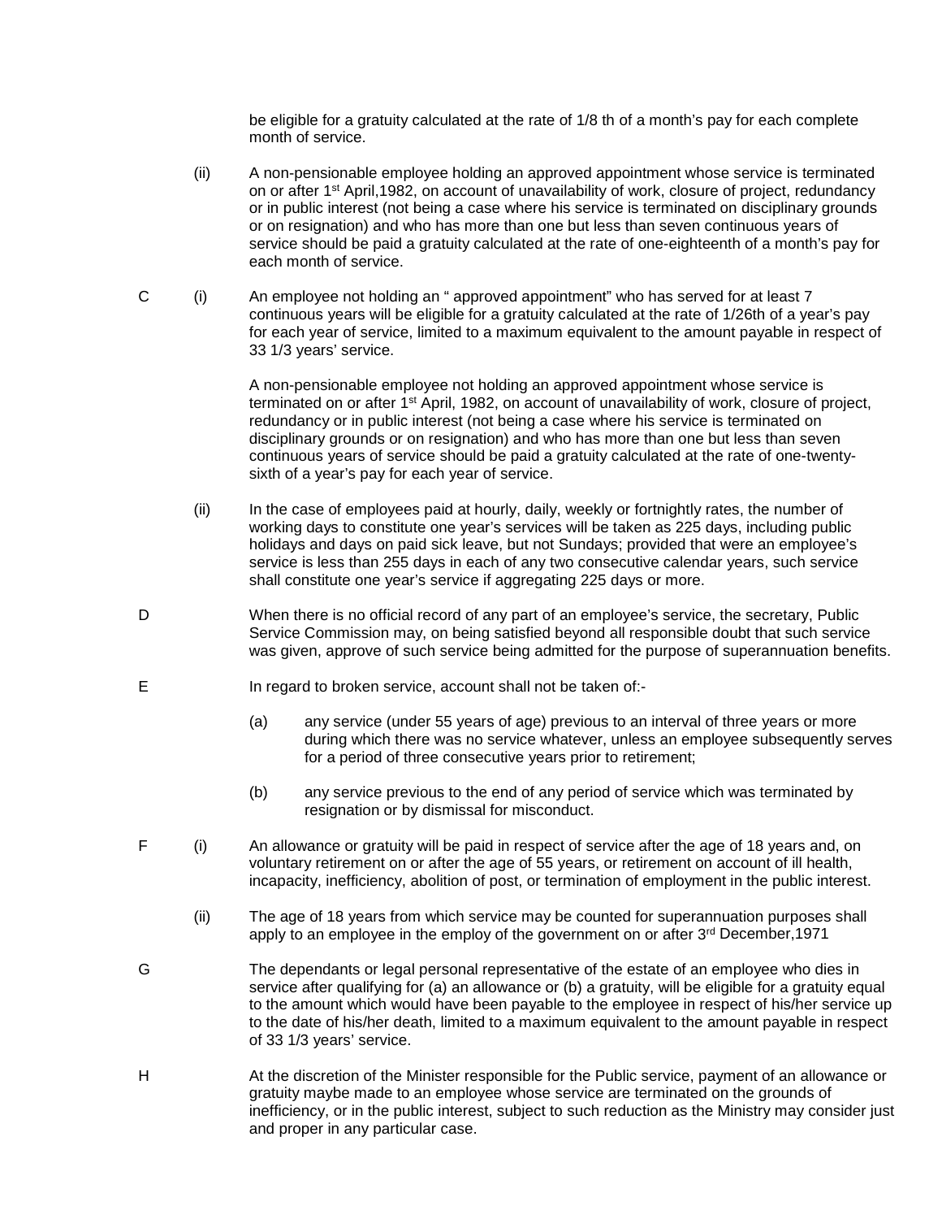be eligible for a gratuity calculated at the rate of 1/8 th of a month's pay for each complete month of service.

(ii) A non-pensionable employee holding an approved appointment whose service is terminated on or after 1st April,1982, on account of unavailability of work, closure of project, redundancy or in public interest (not being a case where his service is terminated on disciplinary grounds or on resignation) and who has more than one but less than seven continuous years of service should be paid a gratuity calculated at the rate of one-eighteenth of a month's pay for each month of service.

C (i) An employee not holding an " approved appointment" who has served for at least 7 continuous years will be eligible for a gratuity calculated at the rate of 1/26th of a year's pay for each year of service, limited to a maximum equivalent to the amount payable in respect of 33 1/3 years' service.

A non-pensionable employee not holding an approved appointment whose service is terminated on or after 1st April, 1982, on account of unavailability of work, closure of project, redundancy or in public interest (not being a case where his service is terminated on disciplinary grounds or on resignation) and who has more than one but less than seven continuous years of service should be paid a gratuity calculated at the rate of one-twenty-sixth of a year's pay for each year of service.

(ii) In the case of employees paid at hourly, daily, weekly or fortnightly rates, the number of working days to constitute one year's services will be taken as 225 days, including public holidays and days on paid sick leave, but not Sundays; provided that were an employee's service is less than 255 days in each of any two consecutive calendar years, such service shall constitute one year's service if aggregating 225 days or more.

D When there is no official record of any part of an employee's service, the secretary, Public Service Commission may, on being satisfied beyond all responsible doubt that such service was given, approve of such service being admitted for the purpose of superannuation benefits.

E In regard to broken service, account shall not be taken of:-

(a) any service (under 55 years of age) previous to an interval of three years or more during which there was no service whatever, unless an employee subsequently serves for a period of three consecutive years prior to retirement;

(b) any service previous to the end of any period of service which was terminated by resignation or by dismissal for misconduct.

F (i) An allowance or gratuity will be paid in respect of service after the age of 18 years and, on voluntary retirement on or after the age of 55 years, or retirement on account of ill health, incapacity, inefficiency, abolition of post, or termination of employment in the public interest.

(ii) The age of 18 years from which service may be counted for superannuation purposes shall apply to an employee in the employ of the government on or after 3rd December,1971

G The dependants or legal personal representative of the estate of an employee who dies in service after qualifying for (a) an allowance or (b) a gratuity, will be eligible for a gratuity equal to the amount which would have been payable to the employee in respect of his/her service up to the date of his/her death, limited to a maximum equivalent to the amount payable in respect of 33 1/3 years' service.

H At the discretion of the Minister responsible for the Public service, payment of an allowance or gratuity maybe made to an employee whose service are terminated on the grounds of inefficiency, or in the public interest, subject to such reduction as the Ministry may consider just and proper in any particular case.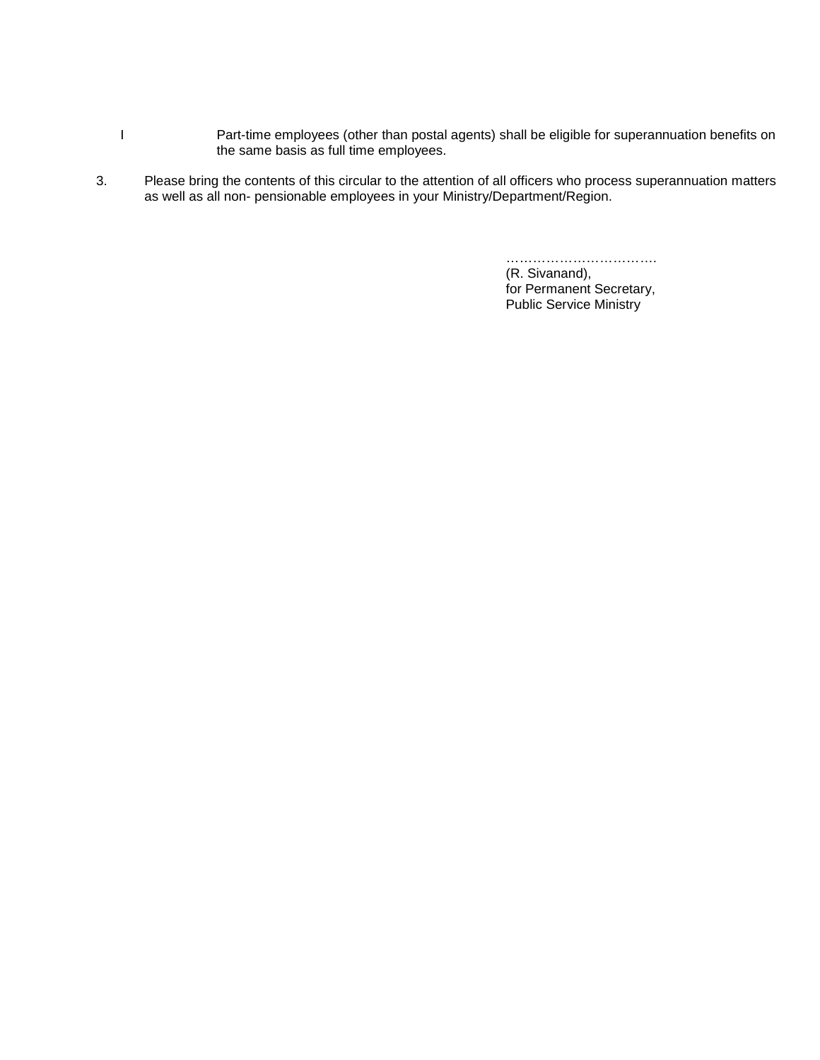I Part-time employees (other than postal agents) shall be eligible for superannuation benefits on the same basis as full time employees.

3. Please bring the contents of this circular to the attention of all officers who process superannuation matters as well as all non- pensionable employees in your Ministry/Department/Region.

…………………………….
(R. Sivanand),
for Permanent Secretary,
Public Service Ministry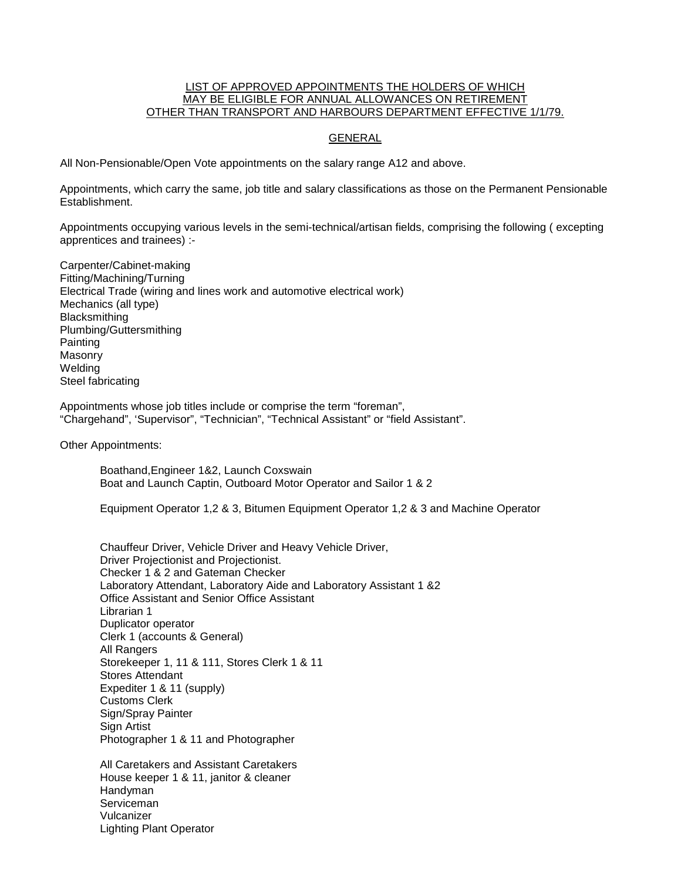<u>LIST OF APPROVED APPOINTMENTS THE HOLDERS OF WHICH MAY BE ELIGIBLE FOR ANNUAL ALLOWANCES ON RETIREMENT OTHER THAN TRANSPORT AND HARBOURS DEPARTMENT EFFECTIVE 1/1/79.</u>

<u>GENERAL</u>

All Non-Pensionable/Open Vote appointments on the salary range A12 and above.

Appointments, which carry the same, job title and salary classifications as those on the Permanent Pensionable Establishment.

Appointments occupying various levels in the semi-technical/artisan fields, comprising the following ( excepting apprentices and trainees) :-

Carpenter/Cabinet-making
Fitting/Machining/Turning
Electrical Trade (wiring and lines work and automotive electrical work)
Mechanics (all type)
Blacksmithing
Plumbing/Guttersmithing
Painting
Masonry
Welding
Steel fabricating

Appointments whose job titles include or comprise the term "foreman", "Chargehand", 'Supervisor", "Technician", "Technical Assistant" or "field Assistant".

Other Appointments:

> Boathand,Engineer 1&2, Launch Coxswain
> Boat and Launch Captin, Outboard Motor Operator and Sailor 1 & 2
>
> Equipment Operator 1,2 & 3, Bitumen Equipment Operator 1,2 & 3 and Machine Operator
>
> Chauffeur Driver, Vehicle Driver and Heavy Vehicle Driver,
> Driver Projectionist and Projectionist.
> Checker 1 & 2 and Gateman Checker
> Laboratory Attendant, Laboratory Aide and Laboratory Assistant 1 &2
> Office Assistant and Senior Office Assistant
> Librarian 1
> Duplicator operator
> Clerk 1 (accounts & General)
> All Rangers
> Storekeeper 1, 11 & 111, Stores Clerk 1 & 11
> Stores Attendant
> Expediter 1 & 11 (supply)
> Customs Clerk
> Sign/Spray Painter
> Sign Artist
> Photographer 1 & 11 and Photographer
>
> All Caretakers and Assistant Caretakers
> House keeper 1 & 11, janitor & cleaner
> Handyman
> Serviceman
> Vulcanizer
> Lighting Plant Operator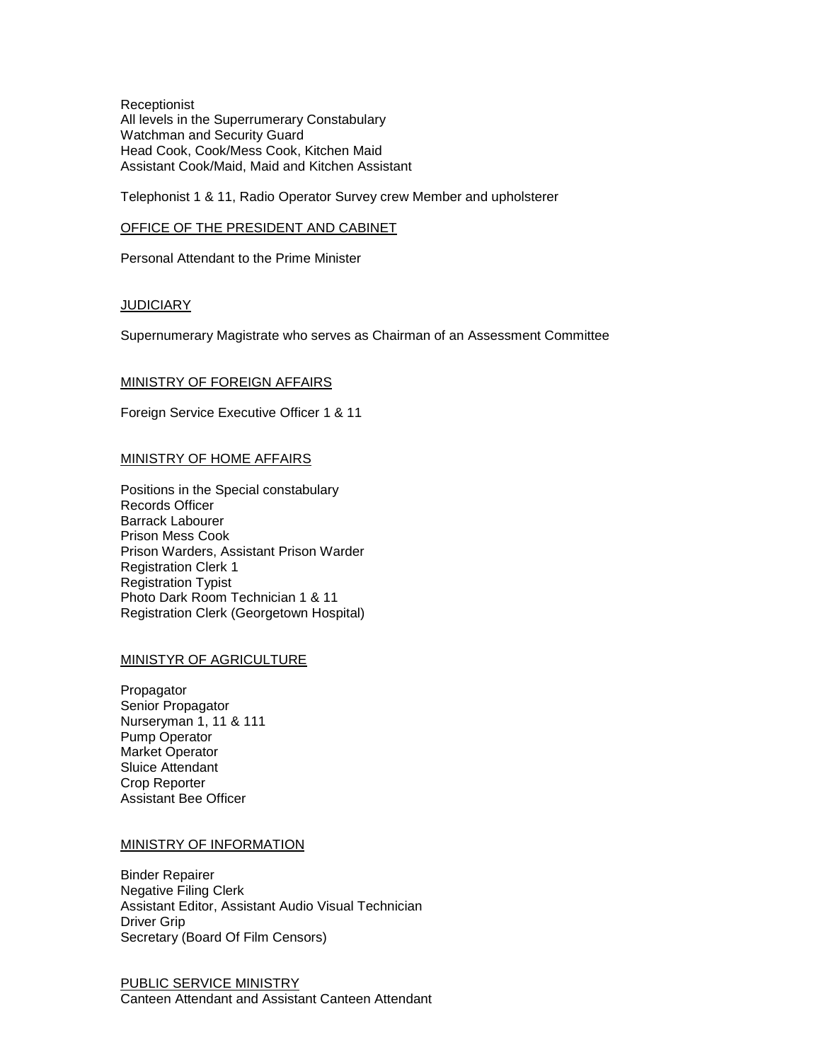Receptionist
All levels in the Superrumerary Constabulary
Watchman and Security Guard
Head Cook, Cook/Mess Cook, Kitchen Maid
Assistant Cook/Maid, Maid and Kitchen Assistant

Telephonist 1 & 11, Radio Operator Survey crew Member and upholsterer

<u>OFFICE OF THE PRESIDENT AND CABINET</u>

Personal Attendant to the Prime Minister

<u>JUDICIARY</u>

Supernumerary Magistrate who serves as Chairman of an Assessment Committee

<u>MINISTRY OF FOREIGN AFFAIRS</u>

Foreign Service Executive Officer 1 & 11

<u>MINISTRY OF HOME AFFAIRS</u>

Positions in the Special constabulary
Records Officer
Barrack Labourer
Prison Mess Cook
Prison Warders, Assistant Prison Warder
Registration Clerk 1
Registration Typist
Photo Dark Room Technician 1 & 11
Registration Clerk (Georgetown Hospital)

<u>MINISTYR OF AGRICULTURE</u>

Propagator
Senior Propagator
Nurseryman 1, 11 & 111
Pump Operator
Market Operator
Sluice Attendant
Crop Reporter
Assistant Bee Officer

<u>MINISTRY OF INFORMATION</u>

Binder Repairer
Negative Filing Clerk
Assistant Editor, Assistant Audio Visual Technician
Driver Grip
Secretary (Board Of Film Censors)

<u>PUBLIC SERVICE MINISTRY</u>
Canteen Attendant and Assistant Canteen Attendant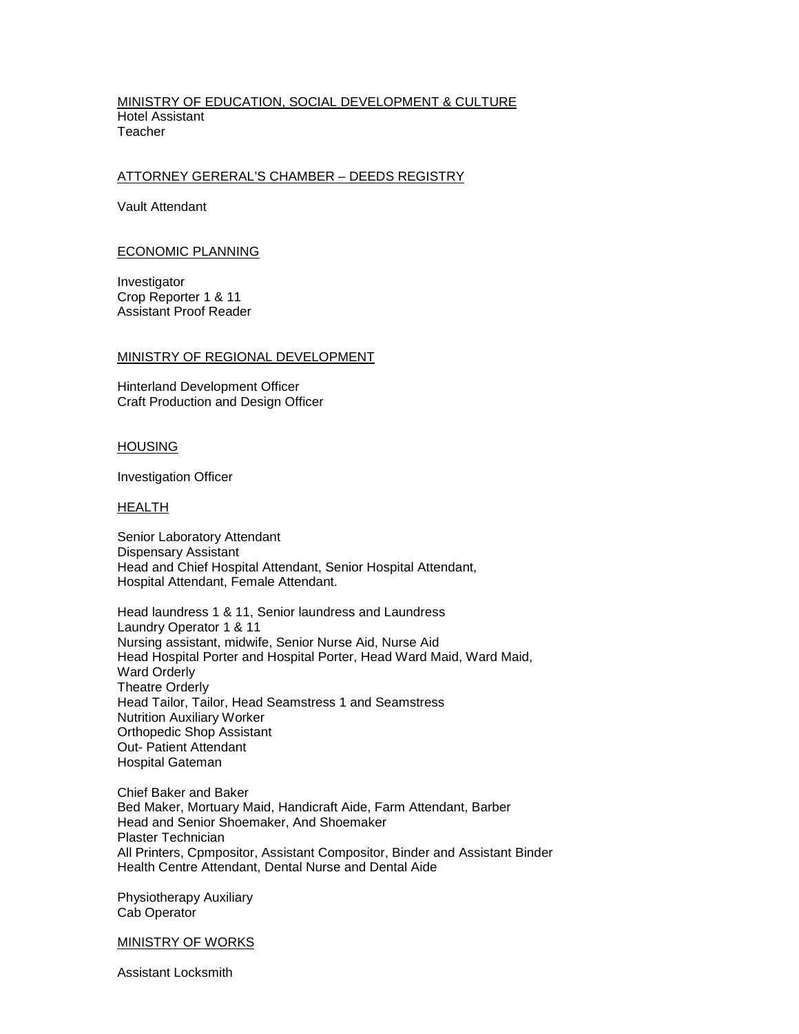MINISTRY OF EDUCATION, SOCIAL DEVELOPMENT & CULTURE

Hotel Assistant
Teacher

ATTORNEY GERERAL'S CHAMBER – DEEDS REGISTRY

Vault Attendant

ECONOMIC PLANNING

Investigator
Crop Reporter 1 & 11
Assistant Proof Reader

MINISTRY OF REGIONAL DEVELOPMENT

Hinterland Development Officer
Craft Production and Design Officer

HOUSING

Investigation Officer

HEALTH

Senior Laboratory Attendant
Dispensary Assistant
Head and Chief Hospital Attendant, Senior Hospital Attendant,
Hospital Attendant, Female Attendant.

Head laundress 1 & 11, Senior laundress and Laundress
Laundry Operator 1 & 11
Nursing assistant, midwife, Senior Nurse Aid, Nurse Aid
Head Hospital Porter and Hospital Porter, Head Ward Maid, Ward Maid,
Ward Orderly
Theatre Orderly
Head Tailor, Tailor, Head Seamstress 1 and Seamstress
Nutrition Auxiliary Worker
Orthopedic Shop Assistant
Out- Patient Attendant
Hospital Gateman

Chief Baker and Baker
Bed Maker, Mortuary Maid, Handicraft Aide, Farm Attendant, Barber
Head and Senior Shoemaker, And Shoemaker
Plaster Technician
All Printers, Cpmpositor, Assistant Compositor, Binder and Assistant Binder
Health Centre Attendant, Dental Nurse and Dental Aide

Physiotherapy Auxiliary
Cab Operator

MINISTRY OF WORKS

Assistant Locksmith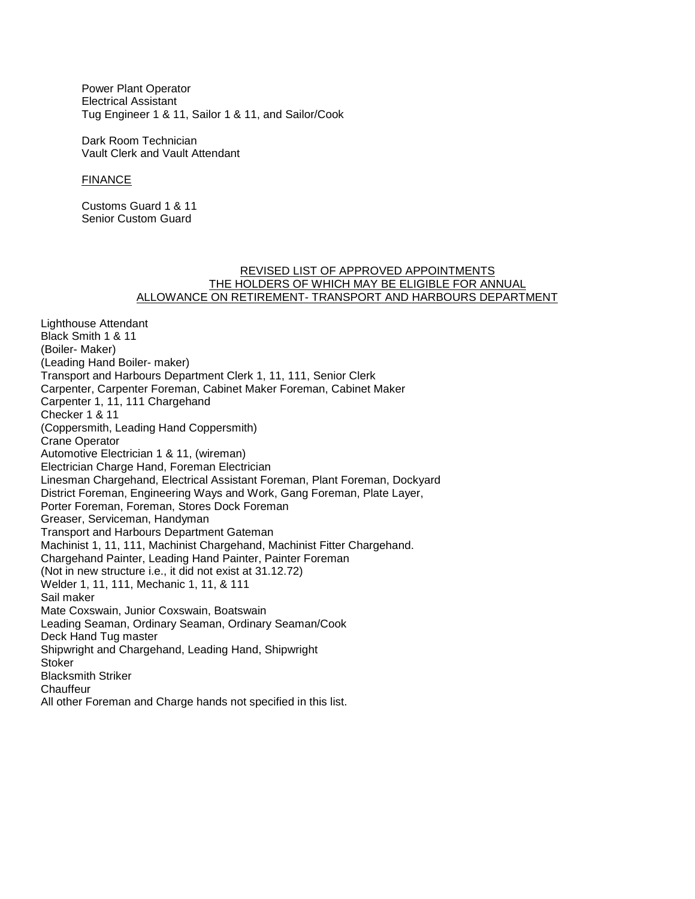Power Plant Operator
Electrical Assistant
Tug Engineer 1 & 11, Sailor 1 & 11, and Sailor/Cook

Dark Room Technician
Vault Clerk and Vault Attendant

<u>FINANCE</u>

Customs Guard 1 & 11
Senior Custom Guard

<u>REVISED LIST OF APPROVED APPOINTMENTS THE HOLDERS OF WHICH MAY BE ELIGIBLE FOR ANNUAL ALLOWANCE ON RETIREMENT- TRANSPORT AND HARBOURS DEPARTMENT</u>

Lighthouse Attendant
Black Smith 1 & 11
(Boiler- Maker)
(Leading Hand Boiler- maker)
Transport and Harbours Department Clerk 1, 11, 111, Senior Clerk
Carpenter, Carpenter Foreman, Cabinet Maker Foreman, Cabinet Maker
Carpenter 1, 11, 111 Chargehand
Checker 1 & 11
(Coppersmith, Leading Hand Coppersmith)
Crane Operator
Automotive Electrician 1 & 11, (wireman)
Electrician Charge Hand, Foreman Electrician
Linesman Chargehand, Electrical Assistant Foreman, Plant Foreman, Dockyard
District Foreman, Engineering Ways and Work, Gang Foreman, Plate Layer,
Porter Foreman, Foreman, Stores Dock Foreman
Greaser, Serviceman, Handyman
Transport and Harbours Department Gateman
Machinist 1, 11, 111, Machinist Chargehand, Machinist Fitter Chargehand.
Chargehand Painter, Leading Hand Painter, Painter Foreman
(Not in new structure i.e., it did not exist at 31.12.72)
Welder 1, 11, 111, Mechanic 1, 11, & 111
Sail maker
Mate Coxswain, Junior Coxswain, Boatswain
Leading Seaman, Ordinary Seaman, Ordinary Seaman/Cook
Deck Hand Tug master
Shipwright and Chargehand, Leading Hand, Shipwright
Stoker
Blacksmith Striker
Chauffeur
All other Foreman and Charge hands not specified in this list.